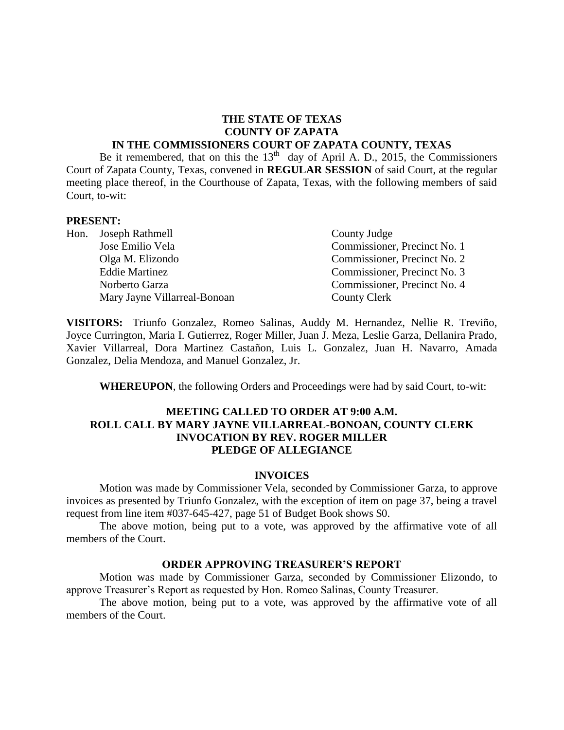**THE STATE OF TEXAS**
**COUNTY OF ZAPATA**
**IN THE COMMISSIONERS COURT OF ZAPATA COUNTY, TEXAS**

Be it remembered, that on this the 13th day of April A. D., 2015, the Commissioners Court of Zapata County, Texas, convened in **REGULAR SESSION** of said Court, at the regular meeting place thereof, in the Courthouse of Zapata, Texas, with the following members of said Court, to-wit:

**PRESENT:**

| | |
|---|---|
| Hon. Joseph Rathmell | County Judge |
| Jose Emilio Vela | Commissioner, Precinct No. 1 |
| Olga M. Elizondo | Commissioner, Precinct No. 2 |
| Eddie Martinez | Commissioner, Precinct No. 3 |
| Norberto Garza | Commissioner, Precinct No. 4 |
| Mary Jayne Villarreal-Bonoan | County Clerk |

**VISITORS:** Triunfo Gonzalez, Romeo Salinas, Auddy M. Hernandez, Nellie R. Treviño, Joyce Currington, Maria I. Gutierrez, Roger Miller, Juan J. Meza, Leslie Garza, Dellanira Prado, Xavier Villarreal, Dora Martinez Castañon, Luis L. Gonzalez, Juan H. Navarro, Amada Gonzalez, Delia Mendoza, and Manuel Gonzalez, Jr.

**WHEREUPON**, the following Orders and Proceedings were had by said Court, to-wit:

**MEETING CALLED TO ORDER AT 9:00 A.M.**
**ROLL CALL BY MARY JAYNE VILLARREAL-BONOAN, COUNTY CLERK**
**INVOCATION BY REV. ROGER MILLER**
**PLEDGE OF ALLEGIANCE**

**INVOICES**

Motion was made by Commissioner Vela, seconded by Commissioner Garza, to approve invoices as presented by Triunfo Gonzalez, with the exception of item on page 37, being a travel request from line item #037-645-427, page 51 of Budget Book shows $0.

The above motion, being put to a vote, was approved by the affirmative vote of all members of the Court.

**ORDER APPROVING TREASURER'S REPORT**

Motion was made by Commissioner Garza, seconded by Commissioner Elizondo, to approve Treasurer's Report as requested by Hon. Romeo Salinas, County Treasurer.

The above motion, being put to a vote, was approved by the affirmative vote of all members of the Court.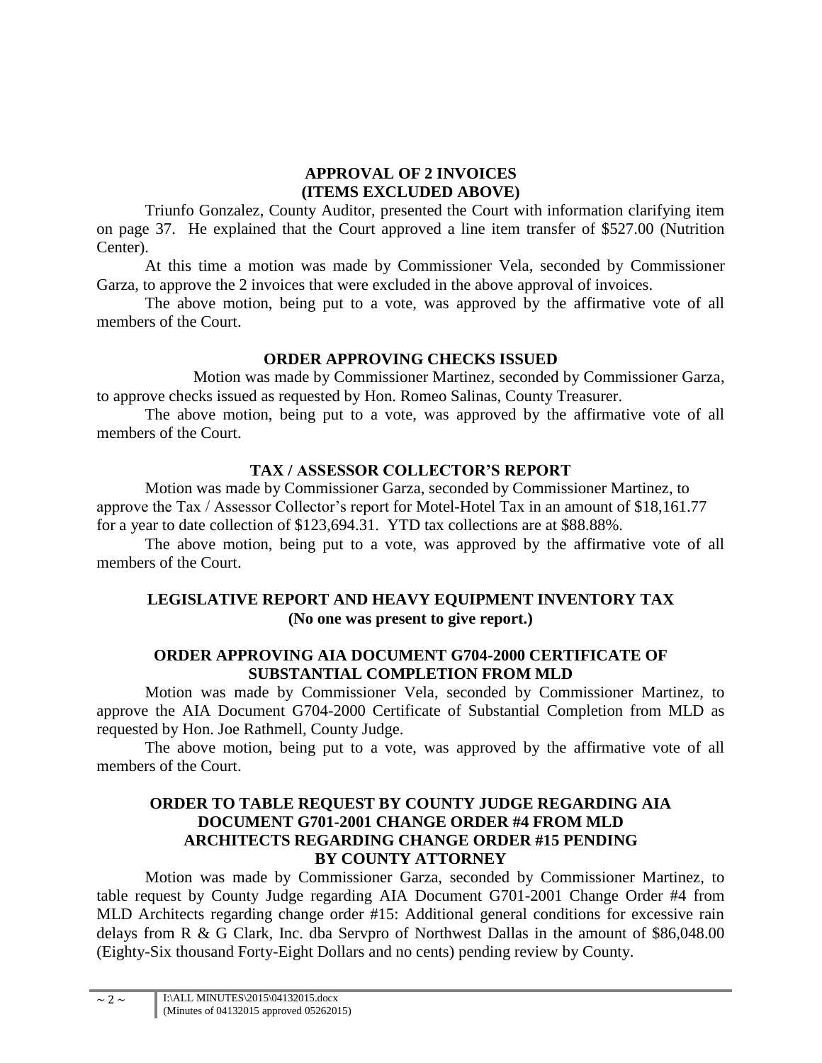**APPROVAL OF 2 INVOICES**
**(ITEMS EXCLUDED ABOVE)**

Triunfo Gonzalez, County Auditor, presented the Court with information clarifying item on page 37. He explained that the Court approved a line item transfer of $527.00 (Nutrition Center).

At this time a motion was made by Commissioner Vela, seconded by Commissioner Garza, to approve the 2 invoices that were excluded in the above approval of invoices.

The above motion, being put to a vote, was approved by the affirmative vote of all members of the Court.

**ORDER APPROVING CHECKS ISSUED**

Motion was made by Commissioner Martinez, seconded by Commissioner Garza, to approve checks issued as requested by Hon. Romeo Salinas, County Treasurer.

The above motion, being put to a vote, was approved by the affirmative vote of all members of the Court.

**TAX / ASSESSOR COLLECTOR'S REPORT**

Motion was made by Commissioner Garza, seconded by Commissioner Martinez, to approve the Tax / Assessor Collector's report for Motel-Hotel Tax in an amount of $18,161.77 for a year to date collection of $123,694.31. YTD tax collections are at $88.88%.

The above motion, being put to a vote, was approved by the affirmative vote of all members of the Court.

**LEGISLATIVE REPORT AND HEAVY EQUIPMENT INVENTORY TAX**
**(No one was present to give report.)**

**ORDER APPROVING AIA DOCUMENT G704-2000 CERTIFICATE OF SUBSTANTIAL COMPLETION FROM MLD**

Motion was made by Commissioner Vela, seconded by Commissioner Martinez, to approve the AIA Document G704-2000 Certificate of Substantial Completion from MLD as requested by Hon. Joe Rathmell, County Judge.

The above motion, being put to a vote, was approved by the affirmative vote of all members of the Court.

**ORDER TO TABLE REQUEST BY COUNTY JUDGE REGARDING AIA DOCUMENT G701-2001 CHANGE ORDER #4 FROM MLD ARCHITECTS REGARDING CHANGE ORDER #15 PENDING BY COUNTY ATTORNEY**

Motion was made by Commissioner Garza, seconded by Commissioner Martinez, to table request by County Judge regarding AIA Document G701-2001 Change Order #4 from MLD Architects regarding change order #15: Additional general conditions for excessive rain delays from R & G Clark, Inc. dba Servpro of Northwest Dallas in the amount of $86,048.00 (Eighty-Six thousand Forty-Eight Dollars and no cents) pending review by County.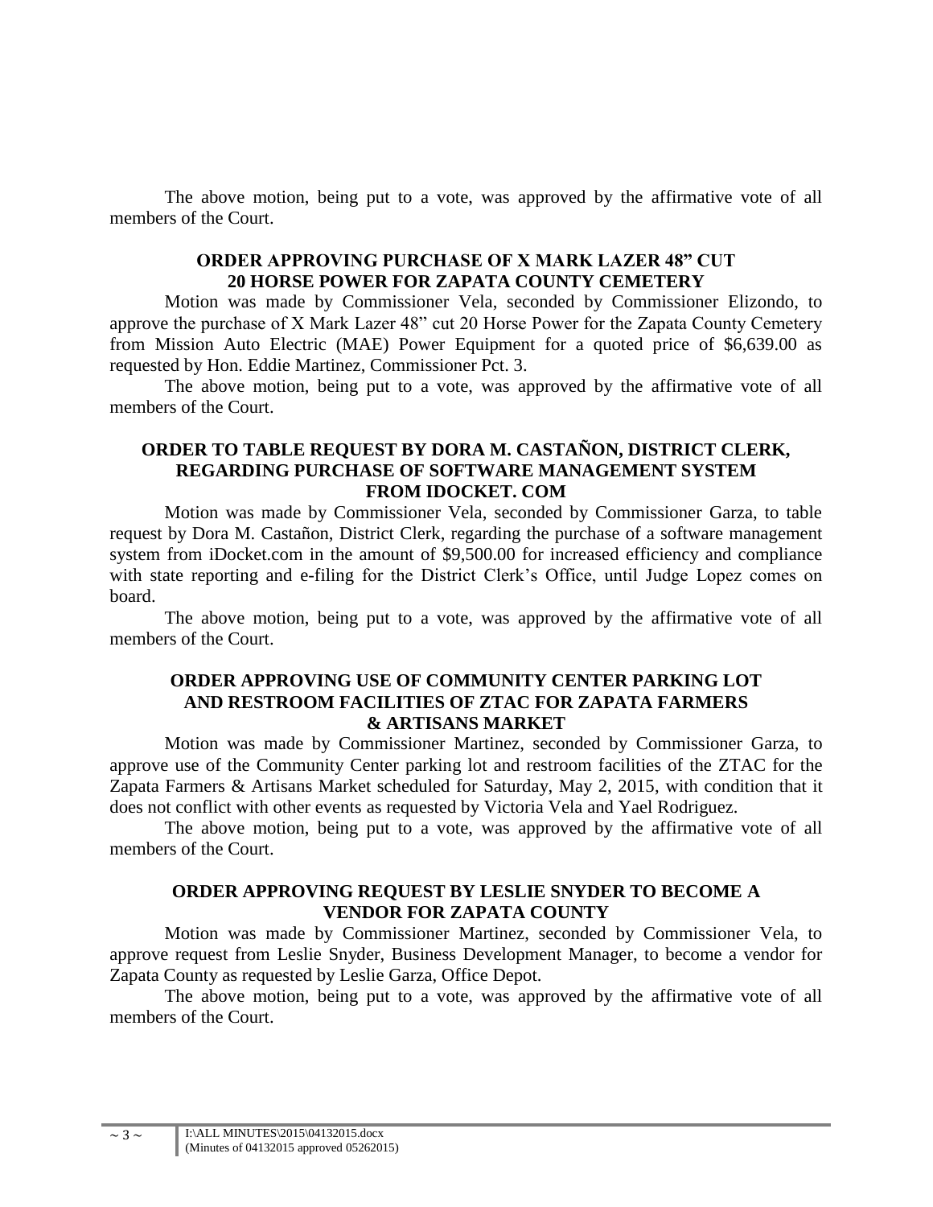The above motion, being put to a vote, was approved by the affirmative vote of all members of the Court.

**ORDER APPROVING PURCHASE OF X MARK LAZER 48" CUT 20 HORSE POWER FOR ZAPATA COUNTY CEMETERY**

Motion was made by Commissioner Vela, seconded by Commissioner Elizondo, to approve the purchase of X Mark Lazer 48" cut 20 Horse Power for the Zapata County Cemetery from Mission Auto Electric (MAE) Power Equipment for a quoted price of $6,639.00 as requested by Hon. Eddie Martinez, Commissioner Pct. 3.

The above motion, being put to a vote, was approved by the affirmative vote of all members of the Court.

**ORDER TO TABLE REQUEST BY DORA M. CASTAÑON, DISTRICT CLERK, REGARDING PURCHASE OF SOFTWARE MANAGEMENT SYSTEM FROM IDOCKET. COM**

Motion was made by Commissioner Vela, seconded by Commissioner Garza, to table request by Dora M. Castañon, District Clerk, regarding the purchase of a software management system from iDocket.com in the amount of $9,500.00 for increased efficiency and compliance with state reporting and e-filing for the District Clerk's Office, until Judge Lopez comes on board.

The above motion, being put to a vote, was approved by the affirmative vote of all members of the Court.

**ORDER APPROVING USE OF COMMUNITY CENTER PARKING LOT AND RESTROOM FACILITIES OF ZTAC FOR ZAPATA FARMERS & ARTISANS MARKET**

Motion was made by Commissioner Martinez, seconded by Commissioner Garza, to approve use of the Community Center parking lot and restroom facilities of the ZTAC for the Zapata Farmers & Artisans Market scheduled for Saturday, May 2, 2015, with condition that it does not conflict with other events as requested by Victoria Vela and Yael Rodriguez.

The above motion, being put to a vote, was approved by the affirmative vote of all members of the Court.

**ORDER APPROVING REQUEST BY LESLIE SNYDER TO BECOME A VENDOR FOR ZAPATA COUNTY**

Motion was made by Commissioner Martinez, seconded by Commissioner Vela, to approve request from Leslie Snyder, Business Development Manager, to become a vendor for Zapata County as requested by Leslie Garza, Office Depot.

The above motion, being put to a vote, was approved by the affirmative vote of all members of the Court.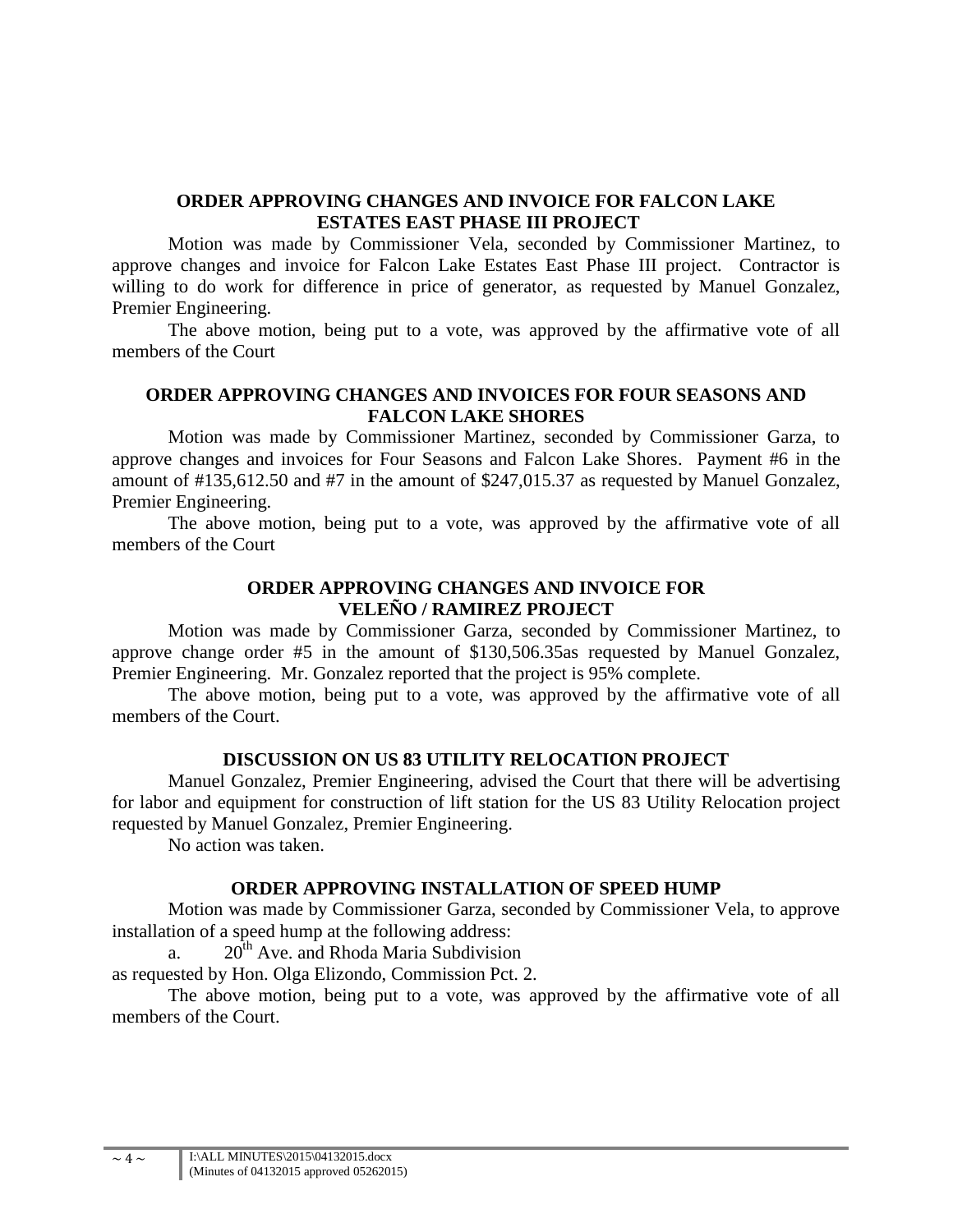## ORDER APPROVING CHANGES AND INVOICE FOR FALCON LAKE ESTATES EAST PHASE III PROJECT

Motion was made by Commissioner Vela, seconded by Commissioner Martinez, to approve changes and invoice for Falcon Lake Estates East Phase III project. Contractor is willing to do work for difference in price of generator, as requested by Manuel Gonzalez, Premier Engineering.

The above motion, being put to a vote, was approved by the affirmative vote of all members of the Court

## ORDER APPROVING CHANGES AND INVOICES FOR FOUR SEASONS AND FALCON LAKE SHORES

Motion was made by Commissioner Martinez, seconded by Commissioner Garza, to approve changes and invoices for Four Seasons and Falcon Lake Shores. Payment #6 in the amount of #135,612.50 and #7 in the amount of $247,015.37 as requested by Manuel Gonzalez, Premier Engineering.

The above motion, being put to a vote, was approved by the affirmative vote of all members of the Court

## ORDER APPROVING CHANGES AND INVOICE FOR VELEÑO / RAMIREZ PROJECT

Motion was made by Commissioner Garza, seconded by Commissioner Martinez, to approve change order #5 in the amount of $130,506.35as requested by Manuel Gonzalez, Premier Engineering. Mr. Gonzalez reported that the project is 95% complete.

The above motion, being put to a vote, was approved by the affirmative vote of all members of the Court.

## DISCUSSION ON US 83 UTILITY RELOCATION PROJECT

Manuel Gonzalez, Premier Engineering, advised the Court that there will be advertising for labor and equipment for construction of lift station for the US 83 Utility Relocation project requested by Manuel Gonzalez, Premier Engineering.

No action was taken.

## ORDER APPROVING INSTALLATION OF SPEED HUMP

Motion was made by Commissioner Garza, seconded by Commissioner Vela, to approve installation of a speed hump at the following address:

a. 20th Ave. and Rhoda Maria Subdivision

as requested by Hon. Olga Elizondo, Commission Pct. 2.

The above motion, being put to a vote, was approved by the affirmative vote of all members of the Court.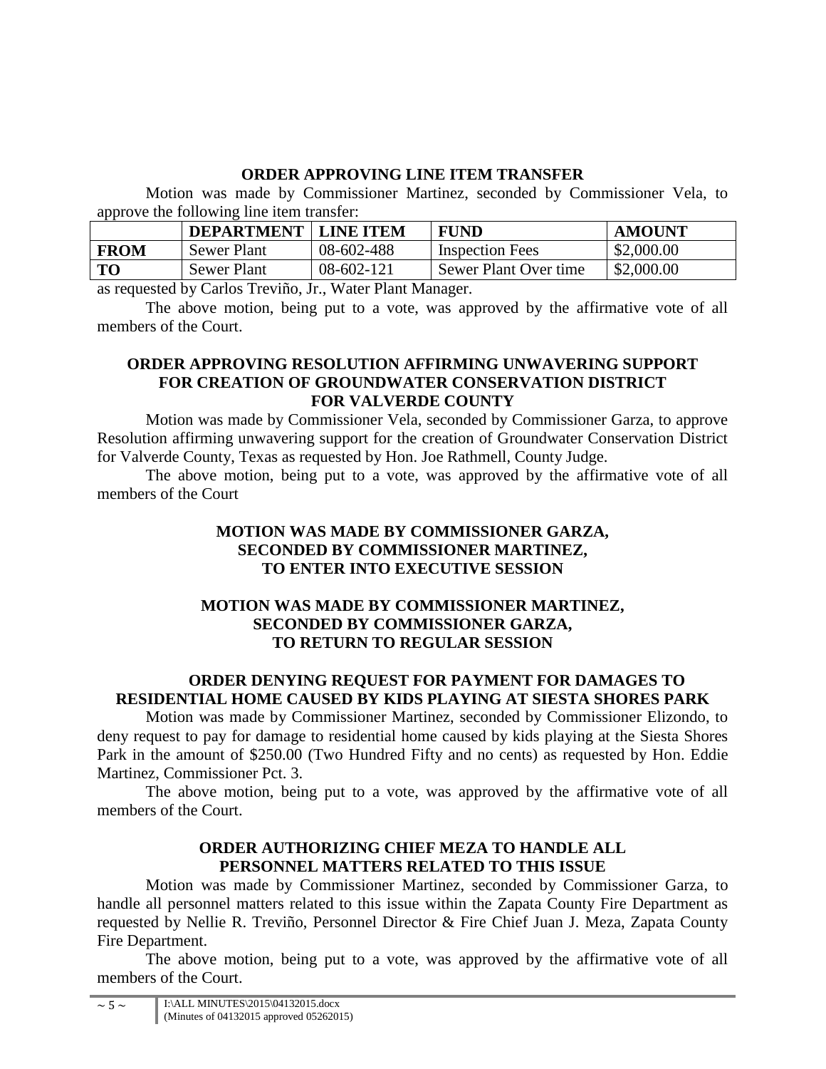**ORDER APPROVING LINE ITEM TRANSFER**

Motion was made by Commissioner Martinez, seconded by Commissioner Vela, to approve the following line item transfer:

| | DEPARTMENT | LINE ITEM | FUND | AMOUNT |
|---|---|---|---|---|
| **FROM** | Sewer Plant | 08-602-488 | Inspection Fees | $2,000.00 |
| **TO** | Sewer Plant | 08-602-121 | Sewer Plant Over time | $2,000.00 |

as requested by Carlos Treviño, Jr., Water Plant Manager.

The above motion, being put to a vote, was approved by the affirmative vote of all members of the Court.

**ORDER APPROVING RESOLUTION AFFIRMING UNWAVERING SUPPORT FOR CREATION OF GROUNDWATER CONSERVATION DISTRICT FOR VALVERDE COUNTY**

Motion was made by Commissioner Vela, seconded by Commissioner Garza, to approve Resolution affirming unwavering support for the creation of Groundwater Conservation District for Valverde County, Texas as requested by Hon. Joe Rathmell, County Judge.

The above motion, being put to a vote, was approved by the affirmative vote of all members of the Court

**MOTION WAS MADE BY COMMISSIONER GARZA, SECONDED BY COMMISSIONER MARTINEZ, TO ENTER INTO EXECUTIVE SESSION**

**MOTION WAS MADE BY COMMISSIONER MARTINEZ, SECONDED BY COMMISSIONER GARZA, TO RETURN TO REGULAR SESSION**

**ORDER DENYING REQUEST FOR PAYMENT FOR DAMAGES TO RESIDENTIAL HOME CAUSED BY KIDS PLAYING AT SIESTA SHORES PARK**

Motion was made by Commissioner Martinez, seconded by Commissioner Elizondo, to deny request to pay for damage to residential home caused by kids playing at the Siesta Shores Park in the amount of $250.00 (Two Hundred Fifty and no cents) as requested by Hon. Eddie Martinez, Commissioner Pct. 3.

The above motion, being put to a vote, was approved by the affirmative vote of all members of the Court.

**ORDER AUTHORIZING CHIEF MEZA TO HANDLE ALL PERSONNEL MATTERS RELATED TO THIS ISSUE**

Motion was made by Commissioner Martinez, seconded by Commissioner Garza, to handle all personnel matters related to this issue within the Zapata County Fire Department as requested by Nellie R. Treviño, Personnel Director & Fire Chief Juan J. Meza, Zapata County Fire Department.

The above motion, being put to a vote, was approved by the affirmative vote of all members of the Court.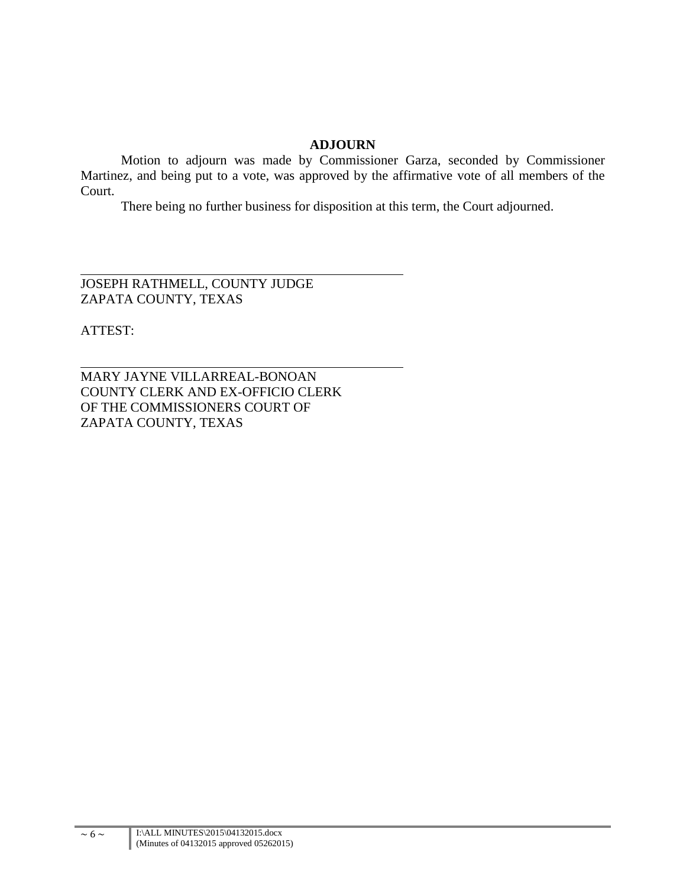## ADJOURN

Motion to adjourn was made by Commissioner Garza, seconded by Commissioner Martinez, and being put to a vote, was approved by the affirmative vote of all members of the Court.

There being no further business for disposition at this term, the Court adjourned.

\_\_\_\_\_\_\_\_\_\_\_\_\_\_\_\_\_\_\_\_\_\_\_\_\_\_\_\_\_\_\_\_\_\_\_\_\_\_\_\_

JOSEPH RATHMELL, COUNTY JUDGE
ZAPATA COUNTY, TEXAS

ATTEST:

\_\_\_\_\_\_\_\_\_\_\_\_\_\_\_\_\_\_\_\_\_\_\_\_\_\_\_\_\_\_\_\_\_\_\_\_\_\_\_\_

MARY JAYNE VILLARREAL-BONOAN
COUNTY CLERK AND EX-OFFICIO CLERK
OF THE COMMISSIONERS COURT OF
ZAPATA COUNTY, TEXAS

I:\ALL MINUTES\2015\04132015.docx
(Minutes of 04132015 approved 05262015)